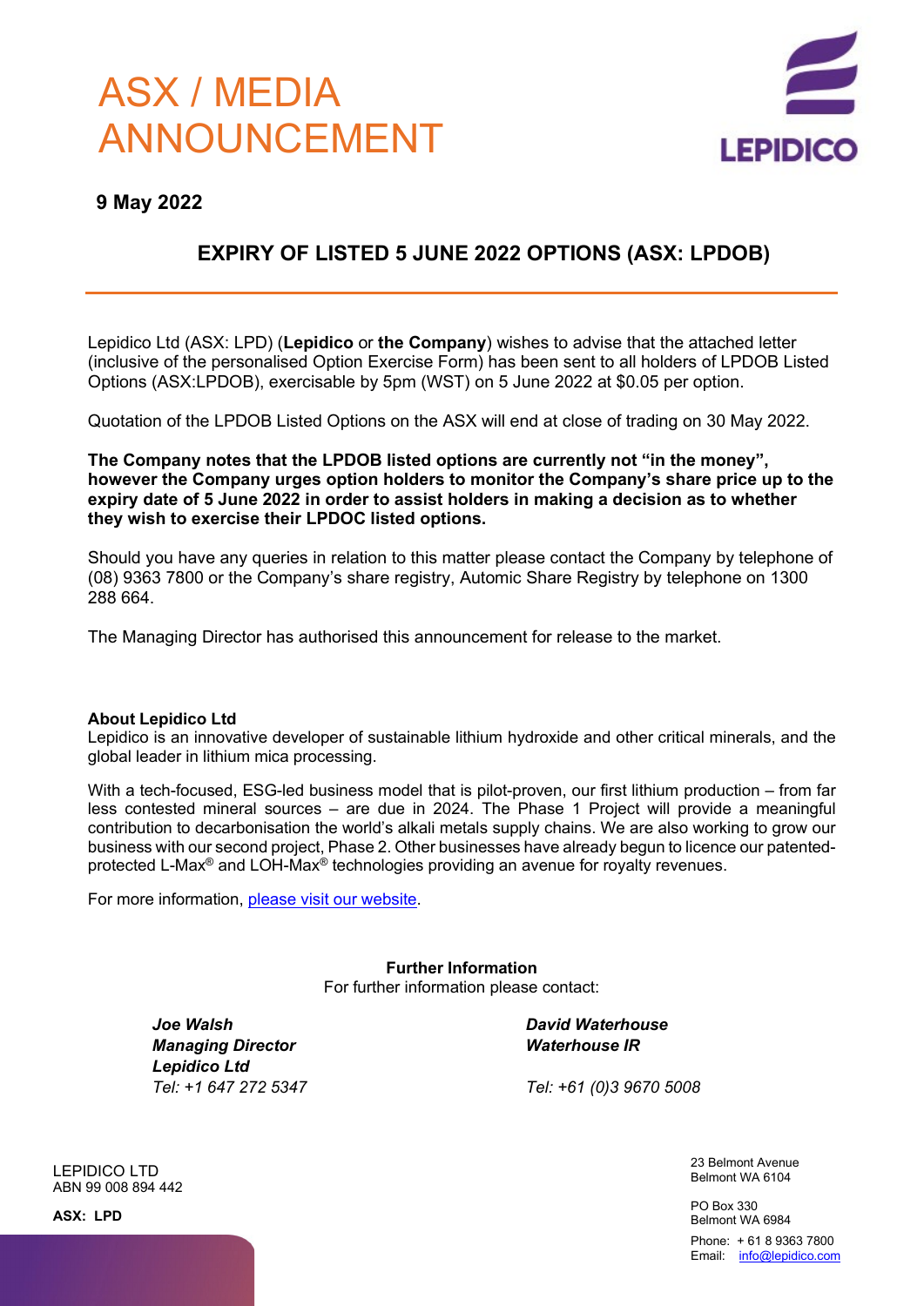# ASX / MEDIA ANNOUNCEMENT

**9 May 2022**

## EXPIRY OF LISTED 5 JUNE 2022 OPTIONS (ASX: LPDOB)

Lepidico Ltd (ASX: LPD) (**Lepidico** or **the Company**) wishes to advise that the attached letter (inclusive of the personalised Option Exercise Form) has been sent to all holders of LPDOB Listed Options (ASX:LPDOB), exercisable by 5pm (WST) on 5 June 2022 at $0.05 per option.

Quotation of the LPDOB Listed Options on the ASX will end at close of trading on 30 May 2022.

**The Company notes that the LPDOB listed options are currently not "in the money", however the Company urges option holders to monitor the Company's share price up to the expiry date of 5 June 2022 in order to assist holders in making a decision as to whether they wish to exercise their LPDOC listed options.**

Should you have any queries in relation to this matter please contact the Company by telephone of (08) 9363 7800 or the Company's share registry, Automic Share Registry by telephone on 1300 288 664.

The Managing Director has authorised this announcement for release to the market.

**About Lepidico Ltd**
Lepidico is an innovative developer of sustainable lithium hydroxide and other critical minerals, and the global leader in lithium mica processing.

With a tech-focused, ESG-led business model that is pilot-proven, our first lithium production – from far less contested mineral sources – are due in 2024. The Phase 1 Project will provide a meaningful contribution to decarbonisation the world's alkali metals supply chains. We are also working to grow our business with our second project, Phase 2. Other businesses have already begun to licence our patented-protected L-Max® and LOH-Max® technologies providing an avenue for royalty revenues.

For more information, please visit our website.

**Further Information**
For further information please contact:

***Joe Walsh***
***Managing Director***
***Lepidico Ltd***
*Tel: +1 647 272 5347*

***David Waterhouse***
***Waterhouse IR***
*Tel: +61 (0)3 9670 5008*

LEPIDICO LTD
ABN 99 008 894 442

**ASX: LPD**

23 Belmont Avenue
Belmont WA 6104

PO Box 330
Belmont WA 6984

Phone: + 61 8 9363 7800
Email: info@lepidico.com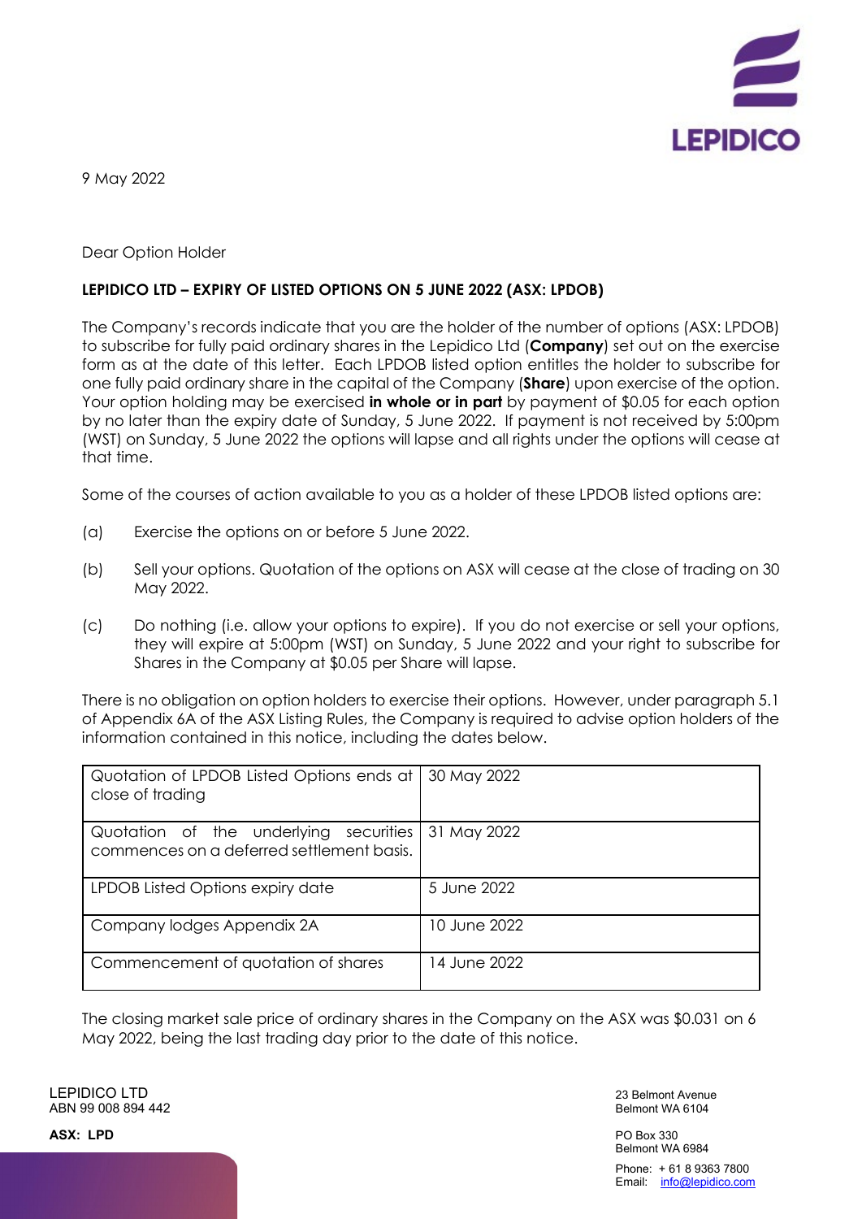9 May 2022

Dear Option Holder

**LEPIDICO LTD – EXPIRY OF LISTED OPTIONS ON 5 JUNE 2022 (ASX: LPDOB)**

The Company's records indicate that you are the holder of the number of options (ASX: LPDOB) to subscribe for fully paid ordinary shares in the Lepidico Ltd (**Company**) set out on the exercise form as at the date of this letter. Each LPDOB listed option entitles the holder to subscribe for one fully paid ordinary share in the capital of the Company (**Share**) upon exercise of the option. Your option holding may be exercised **in whole or in part** by payment of $0.05 for each option by no later than the expiry date of Sunday, 5 June 2022. If payment is not received by 5:00pm (WST) on Sunday, 5 June 2022 the options will lapse and all rights under the options will cease at that time.

Some of the courses of action available to you as a holder of these LPDOB listed options are:

(a) Exercise the options on or before 5 June 2022.

(b) Sell your options. Quotation of the options on ASX will cease at the close of trading on 30 May 2022.

(c) Do nothing (i.e. allow your options to expire). If you do not exercise or sell your options, they will expire at 5:00pm (WST) on Sunday, 5 June 2022 and your right to subscribe for Shares in the Company at $0.05 per Share will lapse.

There is no obligation on option holders to exercise their options. However, under paragraph 5.1 of Appendix 6A of the ASX Listing Rules, the Company is required to advise option holders of the information contained in this notice, including the dates below.

| | |
|---|---|
| Quotation of LPDOB Listed Options ends at close of trading | 30 May 2022 |
| Quotation of the underlying securities commences on a deferred settlement basis. | 31 May 2022 |
| LPDOB Listed Options expiry date | 5 June 2022 |
| Company lodges Appendix 2A | 10 June 2022 |
| Commencement of quotation of shares | 14 June 2022 |

The closing market sale price of ordinary shares in the Company on the ASX was $0.031 on 6 May 2022, being the last trading day prior to the date of this notice.

LEPIDICO LTD
ABN 99 008 894 442

**ASX: LPD**

23 Belmont Avenue
Belmont WA 6104

PO Box 330
Belmont WA 6984

Phone: + 61 8 9363 7800
Email: info@lepidico.com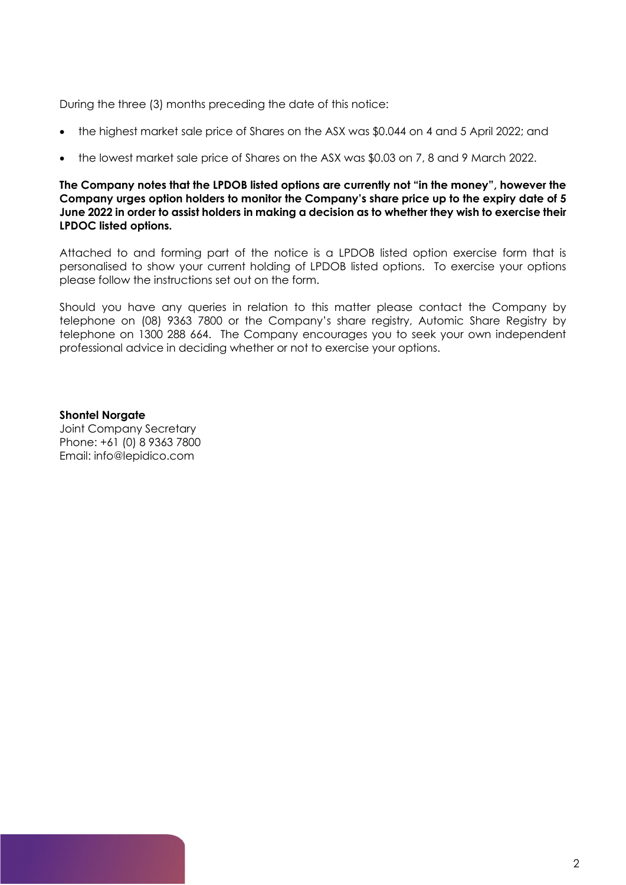During the three (3) months preceding the date of this notice:

- the highest market sale price of Shares on the ASX was $0.044 on 4 and 5 April 2022; and
- the lowest market sale price of Shares on the ASX was $0.03 on 7, 8 and 9 March 2022.

**The Company notes that the LPDOB listed options are currently not "in the money", however the Company urges option holders to monitor the Company's share price up to the expiry date of 5 June 2022 in order to assist holders in making a decision as to whether they wish to exercise their LPDOC listed options.**

Attached to and forming part of the notice is a LPDOB listed option exercise form that is personalised to show your current holding of LPDOB listed options. To exercise your options please follow the instructions set out on the form.

Should you have any queries in relation to this matter please contact the Company by telephone on (08) 9363 7800 or the Company's share registry, Automic Share Registry by telephone on 1300 288 664. The Company encourages you to seek your own independent professional advice in deciding whether or not to exercise your options.

**Shontel Norgate**
Joint Company Secretary
Phone: +61 (0) 8 9363 7800
Email: info@lepidico.com